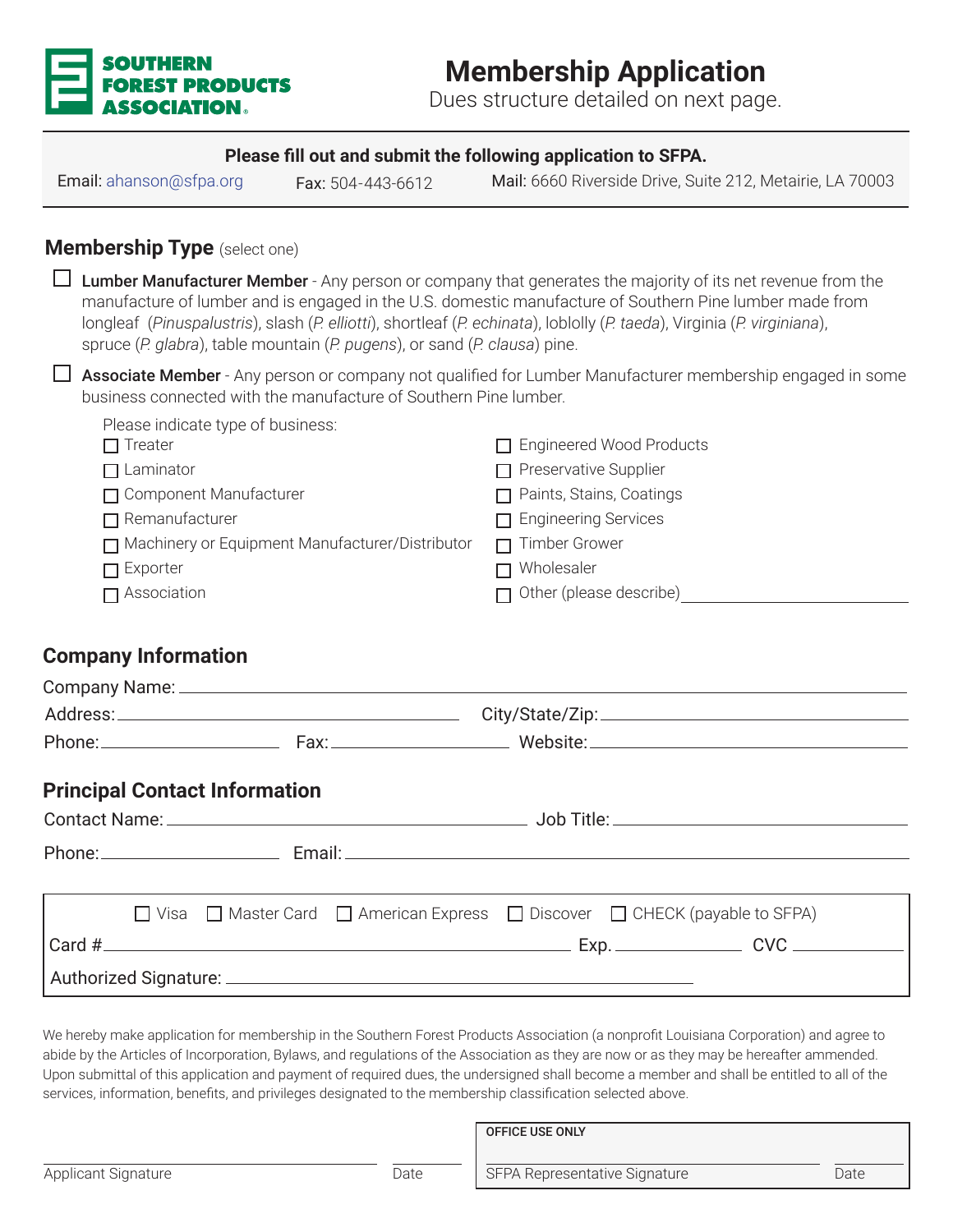**SOUTHERN FOREST PRODUCTS ASSOCIATION**

# Membership Application

Dues structure detailed on next page.

**Please fill out and submit the following application to SFPA.**

Email: ahanson@sfpa.org  Fax: 504-443-6612  Mail: 6660 Riverside Drive, Suite 212, Metairie, LA 70003

## Membership Type (select one)

☐ **Lumber Manufacturer Member** - Any person or company that generates the majority of its net revenue from the manufacture of lumber and is engaged in the U.S. domestic manufacture of Southern Pine lumber made from longleaf (*Pinuspalustris*), slash (*P. elliotti*), shortleaf (*P. echinata*), loblolly (*P. taeda*), Virginia (*P. virginiana*), spruce (*P. glabra*), table mountain (*P. pugens*), or sand (*P. clausa*) pine.

☐ **Associate Member** - Any person or company not qualified for Lumber Manufacturer membership engaged in some business connected with the manufacture of Southern Pine lumber.

Please indicate type of business:

- ☐ Treater
- ☐ Laminator
- ☐ Component Manufacturer
- ☐ Remanufacturer
- ☐ Machinery or Equipment Manufacturer/Distributor
- ☐ Exporter
- ☐ Association
- ☐ Engineered Wood Products
- ☐ Preservative Supplier
- ☐ Paints, Stains, Coatings
- ☐ Engineering Services
- ☐ Timber Grower
- ☐ Wholesaler
- ☐ Other (please describe)\_\_\_\_\_\_\_\_\_\_\_\_\_\_\_\_

## Company Information

Company Name: \_\_\_\_\_\_\_\_\_\_\_\_\_\_\_\_

Address: \_\_\_\_\_\_\_\_\_\_\_\_\_\_\_\_ City/State/Zip: \_\_\_\_\_\_\_\_\_\_\_\_\_\_\_\_

Phone: \_\_\_\_\_\_\_\_ Fax: \_\_\_\_\_\_\_\_ Website: \_\_\_\_\_\_\_\_\_\_\_\_\_\_\_\_

## Principal Contact Information

Contact Name: \_\_\_\_\_\_\_\_\_\_\_\_\_\_\_\_ Job Title: \_\_\_\_\_\_\_\_\_\_\_\_\_\_\_\_

Phone: \_\_\_\_\_\_\_\_ Email: \_\_\_\_\_\_\_\_\_\_\_\_\_\_\_\_

☐ Visa ☐ Master Card ☐ American Express ☐ Discover ☐ CHECK (payable to SFPA)

Card # \_\_\_\_\_\_\_\_\_\_\_\_\_\_\_\_ Exp. \_\_\_\_\_\_\_\_ CVC \_\_\_\_\_\_\_\_

Authorized Signature: \_\_\_\_\_\_\_\_\_\_\_\_\_\_\_\_

We hereby make application for membership in the Southern Forest Products Association (a nonprofit Louisiana Corporation) and agree to abide by the Articles of Incorporation, Bylaws, and regulations of the Association as they are now or as they may be hereafter ammended. Upon submittal of this application and payment of required dues, the undersigned shall become a member and shall be entitled to all of the services, information, benefits, and privileges designated to the membership classification selected above.

\_\_\_\_\_\_\_\_\_\_\_\_\_\_\_\_ \_\_\_\_\_\_\_\_

Applicant Signature  Date

**OFFICE USE ONLY**

\_\_\_\_\_\_\_\_\_\_\_\_\_\_\_\_ \_\_\_\_\_\_\_\_

SFPA Representative Signature  Date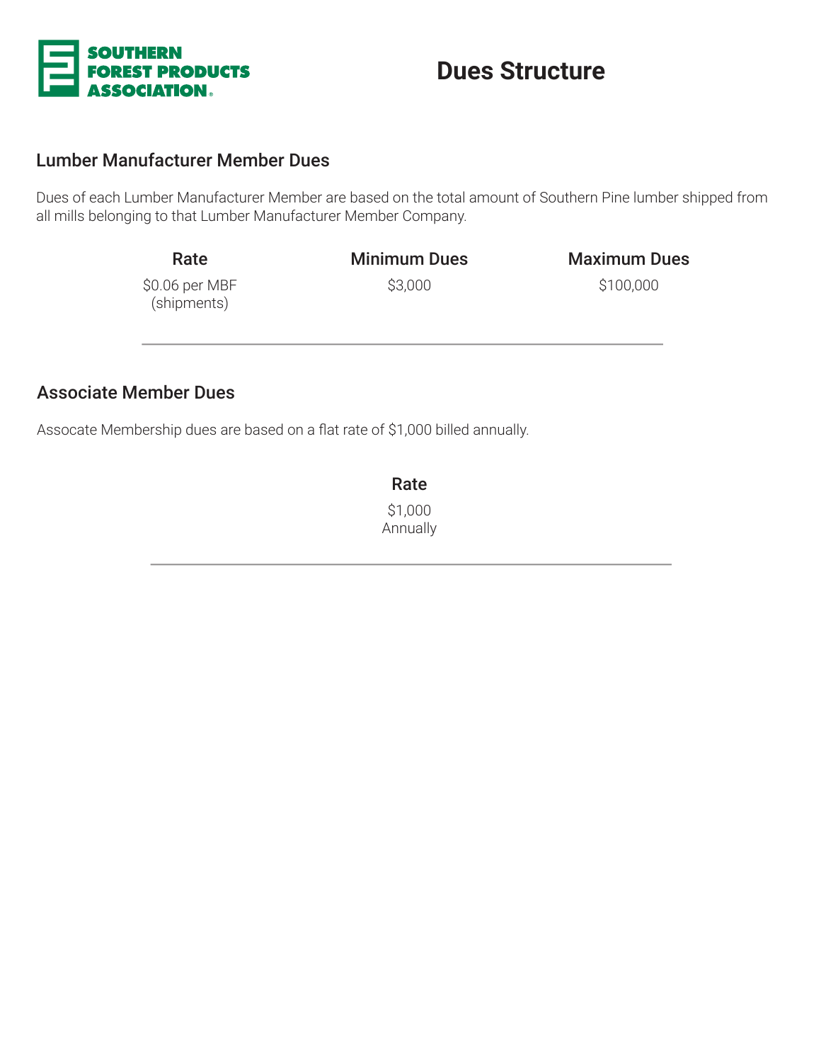SOUTHERN FOREST PRODUCTS ASSOCIATION

# Dues Structure

## Lumber Manufacturer Member Dues

Dues of each Lumber Manufacturer Member are based on the total amount of Southern Pine lumber shipped from all mills belonging to that Lumber Manufacturer Member Company.

| Rate | Minimum Dues | Maximum Dues |
|---|---|---|
| $0.06 per MBF (shipments) | $3,000 | $100,000 |

## Associate Member Dues

Assocate Membership dues are based on a flat rate of $1,000 billed annually.

| Rate |
|---|
| $1,000 Annually |